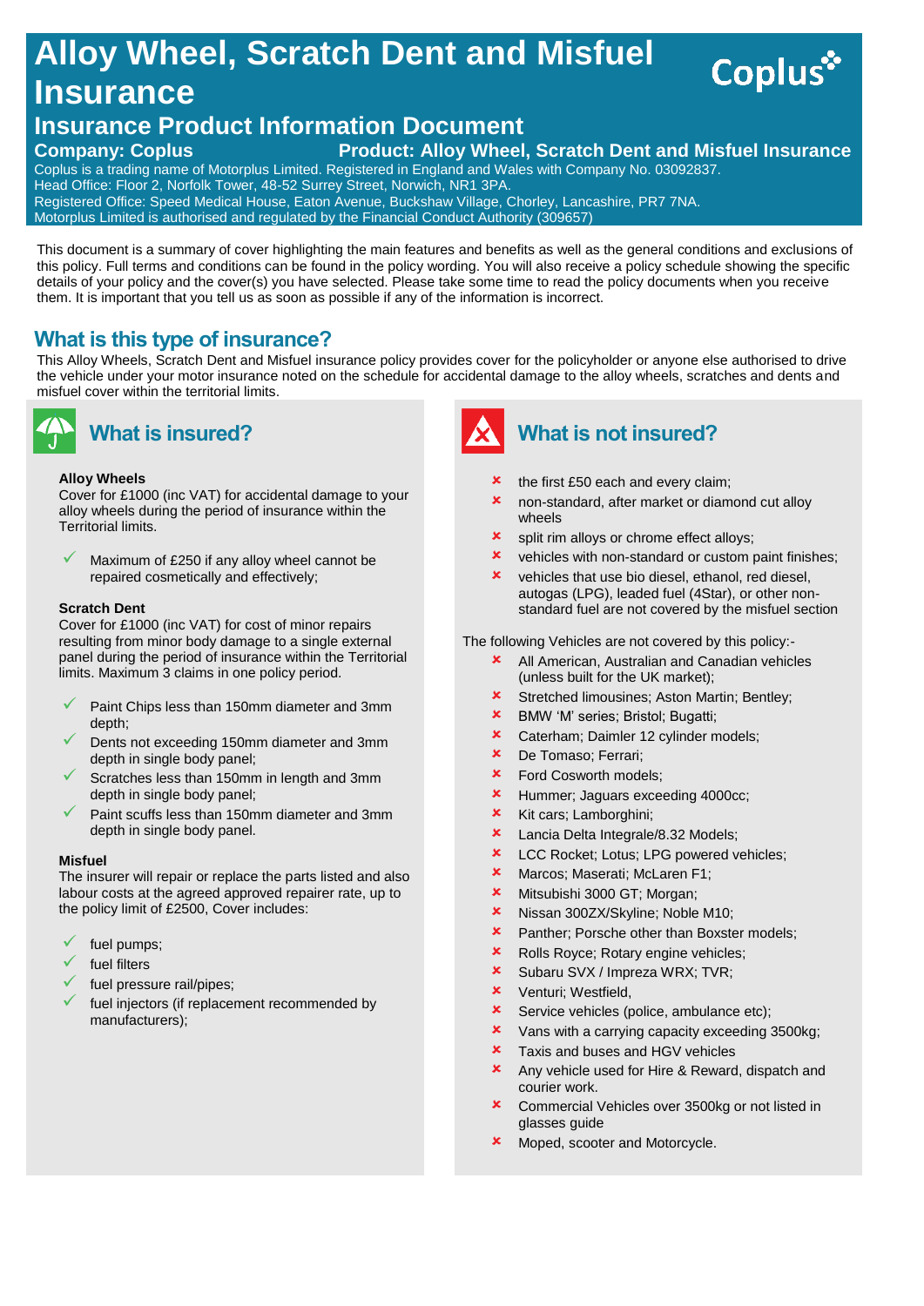# Alloy Wheel, Scratch Dent and Misfuel Insurance

Coplus

## Insurance Product Information Document

**Company: Coplus** **Product: Alloy Wheel, Scratch Dent and Misfuel Insurance**

Coplus is a trading name of Motorplus Limited. Registered in England and Wales with Company No. 03092837.
Head Office: Floor 2, Norfolk Tower, 48-52 Surrey Street, Norwich, NR1 3PA.
Registered Office: Speed Medical House, Eaton Avenue, Buckshaw Village, Chorley, Lancashire, PR7 7NA.
Motorplus Limited is authorised and regulated by the Financial Conduct Authority (309657)

This document is a summary of cover highlighting the main features and benefits as well as the general conditions and exclusions of this policy. Full terms and conditions can be found in the policy wording. You will also receive a policy schedule showing the specific details of your policy and the cover(s) you have selected. Please take some time to read the policy documents when you receive them. It is important that you tell us as soon as possible if any of the information is incorrect.

## What is this type of insurance?

This Alloy Wheels, Scratch Dent and Misfuel insurance policy provides cover for the policyholder or anyone else authorised to drive the vehicle under your motor insurance noted on the schedule for accidental damage to the alloy wheels, scratches and dents and misfuel cover within the territorial limits.

## What is insured?

**Alloy Wheels**

Cover for £1000 (inc VAT) for accidental damage to your alloy wheels during the period of insurance within the Territorial limits.

- ✓ Maximum of £250 if any alloy wheel cannot be repaired cosmetically and effectively;

**Scratch Dent**

Cover for £1000 (inc VAT) for cost of minor repairs resulting from minor body damage to a single external panel during the period of insurance within the Territorial limits. Maximum 3 claims in one policy period.

- ✓ Paint Chips less than 150mm diameter and 3mm depth;
- ✓ Dents not exceeding 150mm diameter and 3mm depth in single body panel;
- ✓ Scratches less than 150mm in length and 3mm depth in single body panel;
- ✓ Paint scuffs less than 150mm diameter and 3mm depth in single body panel.

**Misfuel**

The insurer will repair or replace the parts listed and also labour costs at the agreed approved repairer rate, up to the policy limit of £2500, Cover includes:

- ✓ fuel pumps;
- ✓ fuel filters
- ✓ fuel pressure rail/pipes;
- ✓ fuel injectors (if replacement recommended by manufacturers);

## What is not insured?

- ✗ the first £50 each and every claim;
- ✗ non-standard, after market or diamond cut alloy wheels
- ✗ split rim alloys or chrome effect alloys;
- ✗ vehicles with non-standard or custom paint finishes;
- ✗ vehicles that use bio diesel, ethanol, red diesel, autogas (LPG), leaded fuel (4Star), or other non-standard fuel are not covered by the misfuel section

The following Vehicles are not covered by this policy:-

- ✗ All American, Australian and Canadian vehicles (unless built for the UK market);
- ✗ Stretched limousines; Aston Martin; Bentley;
- ✗ BMW 'M' series; Bristol; Bugatti;
- ✗ Caterham; Daimler 12 cylinder models;
- ✗ De Tomaso; Ferrari;
- ✗ Ford Cosworth models;
- ✗ Hummer; Jaguars exceeding 4000cc;
- ✗ Kit cars; Lamborghini;
- ✗ Lancia Delta Integrale/8.32 Models;
- ✗ LCC Rocket; Lotus; LPG powered vehicles;
- ✗ Marcos; Maserati; McLaren F1;
- ✗ Mitsubishi 3000 GT; Morgan;
- ✗ Nissan 300ZX/Skyline; Noble M10;
- ✗ Panther; Porsche other than Boxster models;
- ✗ Rolls Royce; Rotary engine vehicles;
- ✗ Subaru SVX / Impreza WRX; TVR;
- ✗ Venturi; Westfield,
- ✗ Service vehicles (police, ambulance etc);
- ✗ Vans with a carrying capacity exceeding 3500kg;
- ✗ Taxis and buses and HGV vehicles
- ✗ Any vehicle used for Hire & Reward, dispatch and courier work.
- ✗ Commercial Vehicles over 3500kg or not listed in glasses guide
- ✗ Moped, scooter and Motorcycle.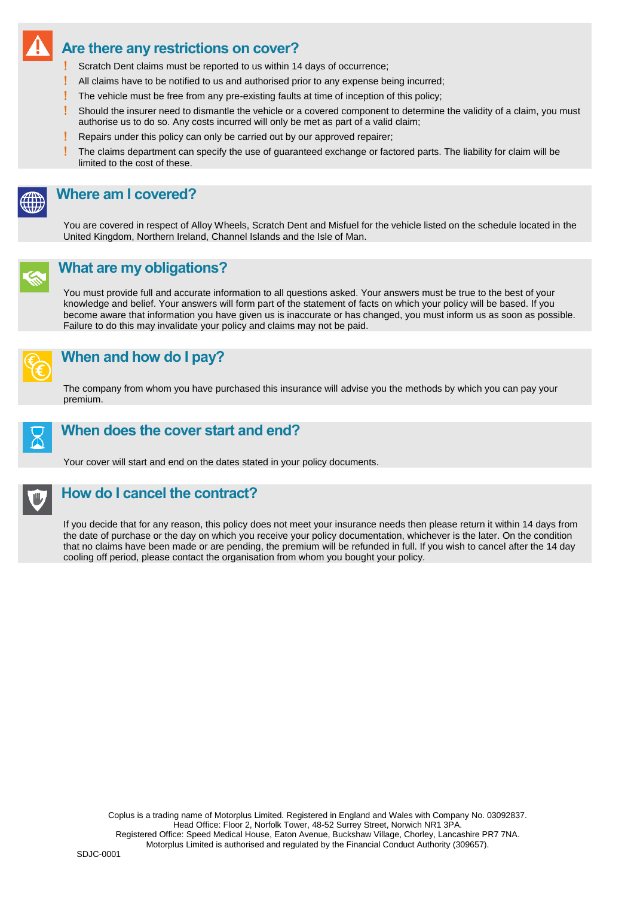## Are there any restrictions on cover?

- ! Scratch Dent claims must be reported to us within 14 days of occurrence;
- ! All claims have to be notified to us and authorised prior to any expense being incurred;
- ! The vehicle must be free from any pre-existing faults at time of inception of this policy;
- ! Should the insurer need to dismantle the vehicle or a covered component to determine the validity of a claim, you must authorise us to do so. Any costs incurred will only be met as part of a valid claim;
- ! Repairs under this policy can only be carried out by our approved repairer;
- ! The claims department can specify the use of guaranteed exchange or factored parts. The liability for claim will be limited to the cost of these.

## Where am I covered?

You are covered in respect of Alloy Wheels, Scratch Dent and Misfuel for the vehicle listed on the schedule located in the United Kingdom, Northern Ireland, Channel Islands and the Isle of Man.

## What are my obligations?

You must provide full and accurate information to all questions asked. Your answers must be true to the best of your knowledge and belief. Your answers will form part of the statement of facts on which your policy will be based. If you become aware that information you have given us is inaccurate or has changed, you must inform us as soon as possible. Failure to do this may invalidate your policy and claims may not be paid.

## When and how do I pay?

The company from whom you have purchased this insurance will advise you the methods by which you can pay your premium.

## When does the cover start and end?

Your cover will start and end on the dates stated in your policy documents.

## How do I cancel the contract?

If you decide that for any reason, this policy does not meet your insurance needs then please return it within 14 days from the date of purchase or the day on which you receive your policy documentation, whichever is the later. On the condition that no claims have been made or are pending, the premium will be refunded in full. If you wish to cancel after the 14 day cooling off period, please contact the organisation from whom you bought your policy.

Coplus is a trading name of Motorplus Limited. Registered in England and Wales with Company No. 03092837.
Head Office: Floor 2, Norfolk Tower, 48-52 Surrey Street, Norwich NR1 3PA.
Registered Office: Speed Medical House, Eaton Avenue, Buckshaw Village, Chorley, Lancashire PR7 7NA.
Motorplus Limited is authorised and regulated by the Financial Conduct Authority (309657).

SDJC-0001